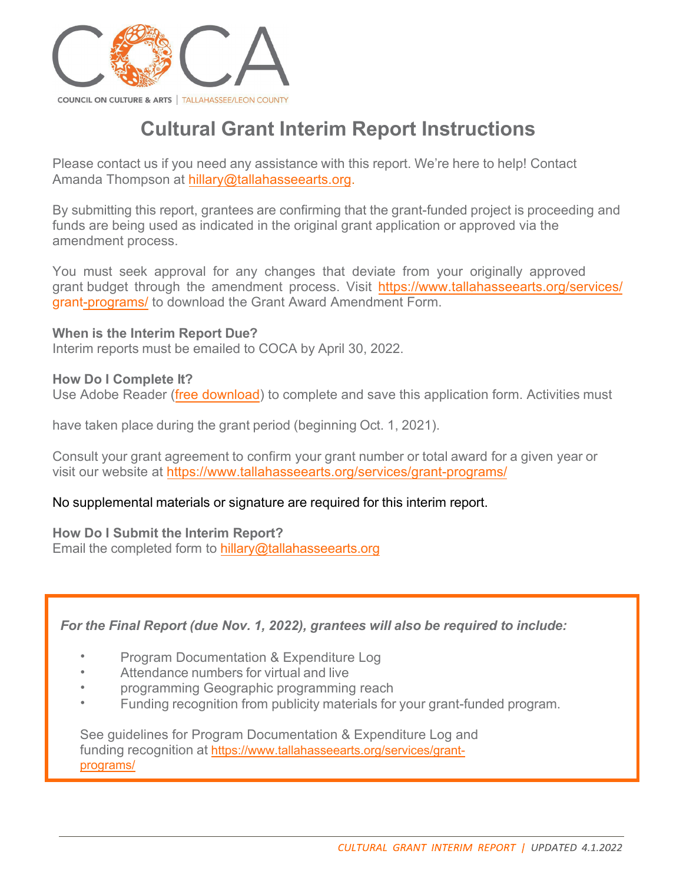COCA

COUNCIL ON CULTURE & ARTS | TALLAHASSEE/LEON COUNTY

# Cultural Grant Interim Report Instructions

Please contact us if you need any assistance with this report. We're here to help! Contact Amanda Thompson at hillary@tallahasseearts.org.

By submitting this report, grantees are confirming that the grant-funded project is proceeding and funds are being used as indicated in the original grant application or approved via the amendment process.

You must seek approval for any changes that deviate from your originally approved grant budget through the amendment process. Visit https://www.tallahasseearts.org/services/grant-programs/ to download the Grant Award Amendment Form.

**When is the Interim Report Due?**
Interim reports must be emailed to COCA by April 30, 2022.

**How Do I Complete It?**
Use Adobe Reader (free download) to complete and save this application form. Activities must

have taken place during the grant period (beginning Oct. 1, 2021).

Consult your grant agreement to confirm your grant number or total award for a given year or visit our website at https://www.tallahasseearts.org/services/grant-programs/

No supplemental materials or signature are required for this interim report.

**How Do I Submit the Interim Report?**
Email the completed form to hillary@tallahasseearts.org

***For the Final Report (due Nov. 1, 2022), grantees will also be required to include:***

- Program Documentation & Expenditure Log
- Attendance numbers for virtual and live
- programming Geographic programming reach
- Funding recognition from publicity materials for your grant-funded program.

See guidelines for Program Documentation & Expenditure Log and funding recognition at https://www.tallahasseearts.org/services/grant-programs/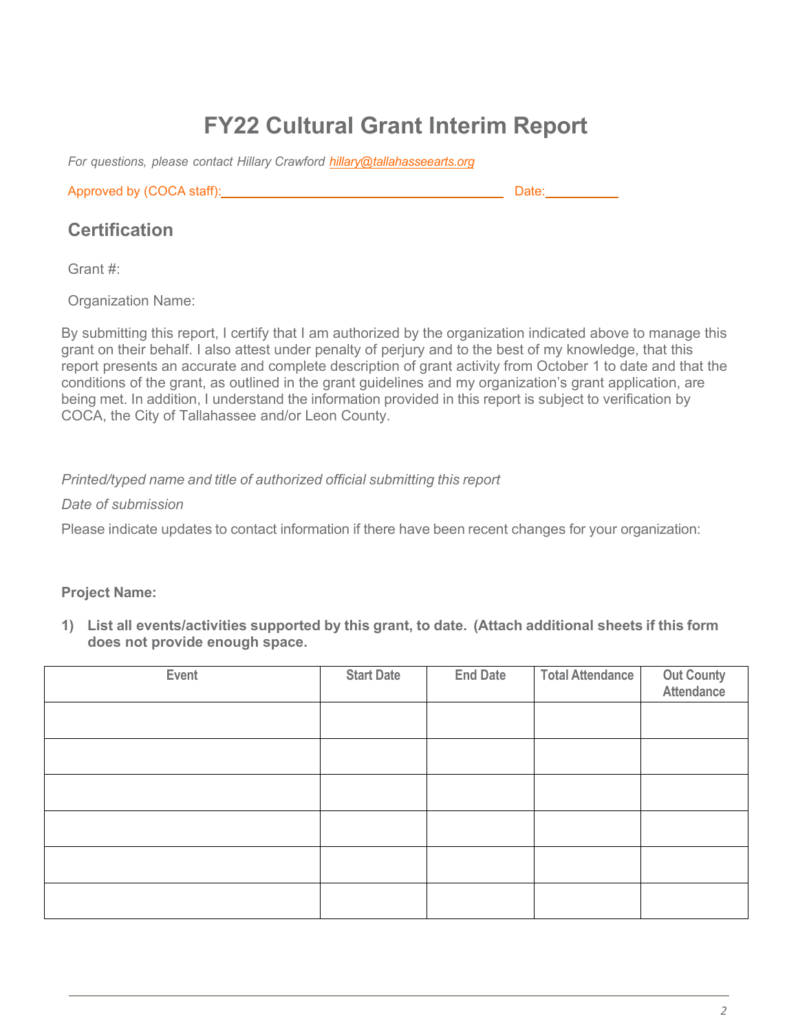# FY22 Cultural Grant Interim Report

*For questions, please contact Hillary Crawford [hillary@tallahasseearts.org](mailto:hillary@tallahasseearts.org)*

Approved by (COCA staff):______________________________________ Date:__________

## Certification

Grant #:

Organization Name:

By submitting this report, I certify that I am authorized by the organization indicated above to manage this grant on their behalf. I also attest under penalty of perjury and to the best of my knowledge, that this report presents an accurate and complete description of grant activity from October 1 to date and that the conditions of the grant, as outlined in the grant guidelines and my organization's grant application, are being met. In addition, I understand the information provided in this report is subject to verification by COCA, the City of Tallahassee and/or Leon County.

*Printed/typed name and title of authorized official submitting this report*

*Date of submission*

Please indicate updates to contact information if there have been recent changes for your organization:

**Project Name:**

**1) List all events/activities supported by this grant, to date. (Attach additional sheets if this form does not provide enough space.**

| Event | Start Date | End Date | Total Attendance | Out County Attendance |
|---|---|---|---|---|
| | | | | |
| | | | | |
| | | | | |
| | | | | |
| | | | | |
| | | | | |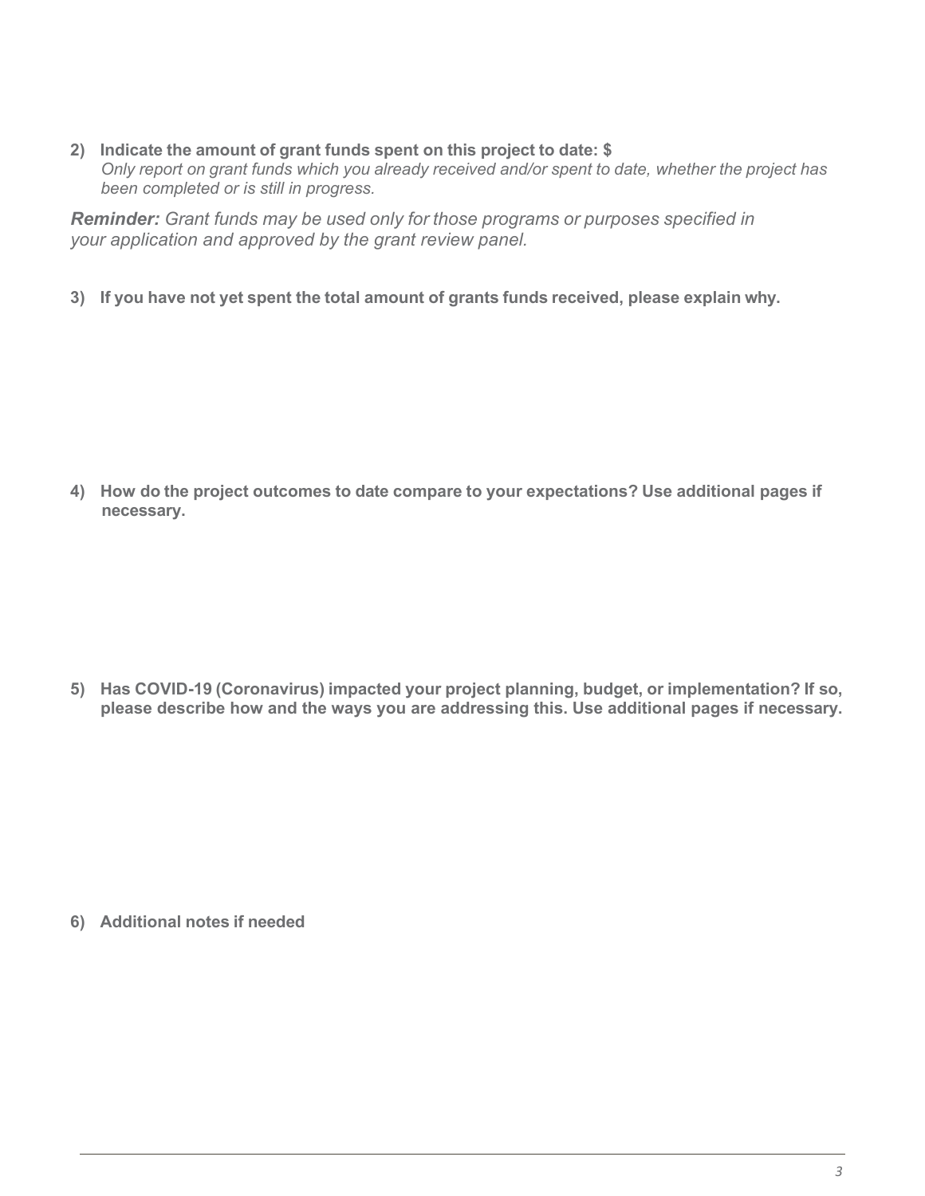2) **Indicate the amount of grant funds spent on this project to date: $**
   *Only report on grant funds which you already received and/or spent to date, whether the project has been completed or is still in progress.*

***Reminder:*** *Grant funds may be used only for those programs or purposes specified in your application and approved by the grant review panel.*

3) **If you have not yet spent the total amount of grants funds received, please explain why.**

4) **How do the project outcomes to date compare to your expectations? Use additional pages if necessary.**

5) **Has COVID-19 (Coronavirus) impacted your project planning, budget, or implementation? If so, please describe how and the ways you are addressing this. Use additional pages if necessary.**

6) **Additional notes if needed**